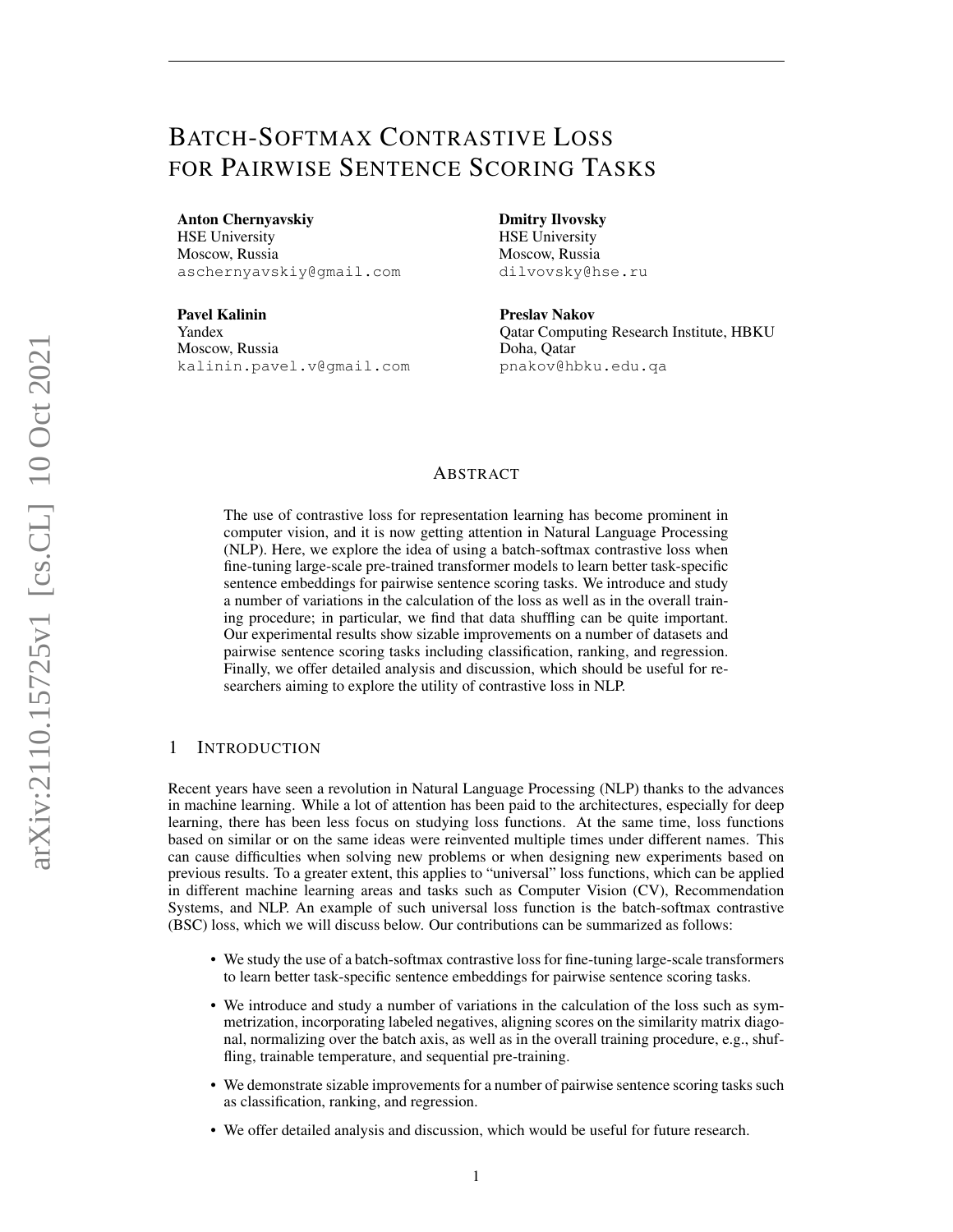# BATCH-SOFTMAX CONTRASTIVE LOSS FOR PAIRWISE SENTENCE SCORING TASKS

**Anton Chernyavskiy**
HSE University
Moscow, Russia
aschernyavskiy@gmail.com

**Dmitry Ilvovsky**
HSE University
Moscow, Russia
dilvovsky@hse.ru

**Pavel Kalinin**
Yandex
Moscow, Russia
kalinin.pavel.v@gmail.com

**Preslav Nakov**
Qatar Computing Research Institute, HBKU
Doha, Qatar
pnakov@hbku.edu.qa

## ABSTRACT

The use of contrastive loss for representation learning has become prominent in computer vision, and it is now getting attention in Natural Language Processing (NLP). Here, we explore the idea of using a batch-softmax contrastive loss when fine-tuning large-scale pre-trained transformer models to learn better task-specific sentence embeddings for pairwise sentence scoring tasks. We introduce and study a number of variations in the calculation of the loss as well as in the overall training procedure; in particular, we find that data shuffling can be quite important. Our experimental results show sizable improvements on a number of datasets and pairwise sentence scoring tasks including classification, ranking, and regression. Finally, we offer detailed analysis and discussion, which should be useful for researchers aiming to explore the utility of contrastive loss in NLP.

## 1 INTRODUCTION

Recent years have seen a revolution in Natural Language Processing (NLP) thanks to the advances in machine learning. While a lot of attention has been paid to the architectures, especially for deep learning, there has been less focus on studying loss functions. At the same time, loss functions based on similar or on the same ideas were reinvented multiple times under different names. This can cause difficulties when solving new problems or when designing new experiments based on previous results. To a greater extent, this applies to "universal" loss functions, which can be applied in different machine learning areas and tasks such as Computer Vision (CV), Recommendation Systems, and NLP. An example of such universal loss function is the batch-softmax contrastive (BSC) loss, which we will discuss below. Our contributions can be summarized as follows:

- We study the use of a batch-softmax contrastive loss for fine-tuning large-scale transformers to learn better task-specific sentence embeddings for pairwise sentence scoring tasks.
- We introduce and study a number of variations in the calculation of the loss such as symmetrization, incorporating labeled negatives, aligning scores on the similarity matrix diagonal, normalizing over the batch axis, as well as in the overall training procedure, e.g., shuffling, trainable temperature, and sequential pre-training.
- We demonstrate sizable improvements for a number of pairwise sentence scoring tasks such as classification, ranking, and regression.
- We offer detailed analysis and discussion, which would be useful for future research.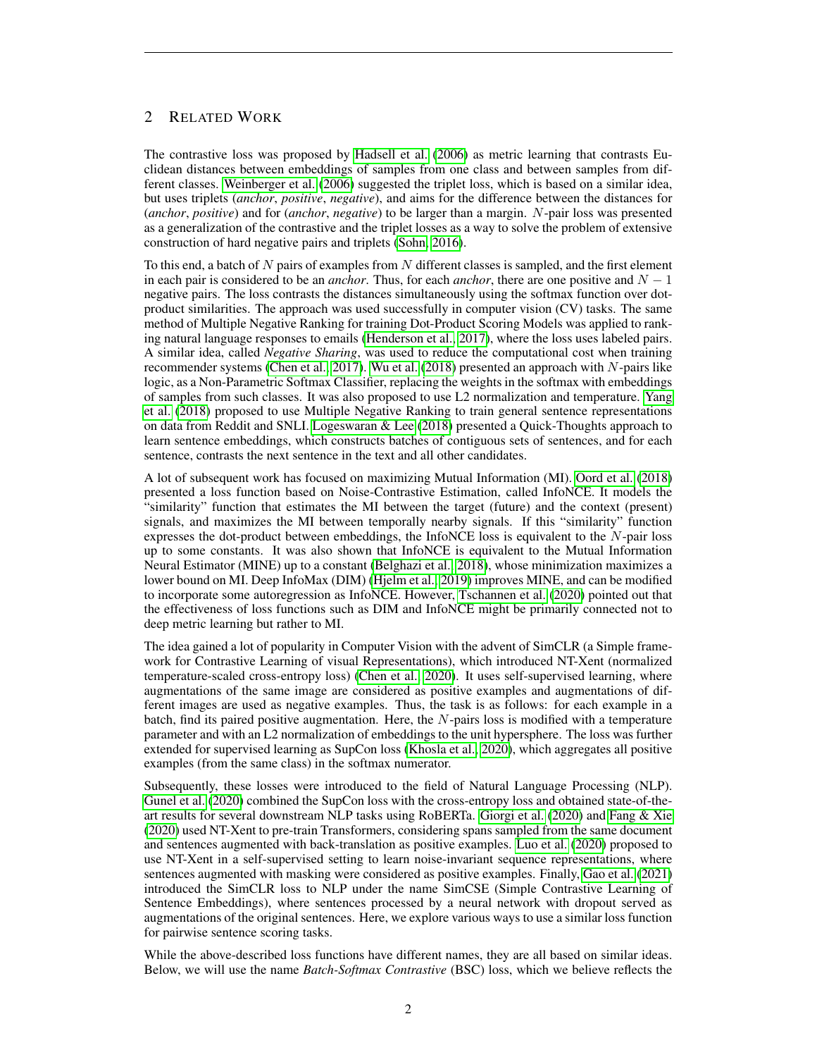## 2 Related Work

The contrastive loss was proposed by Hadsell et al. (2006) as metric learning that contrasts Euclidean distances between embeddings of samples from one class and between samples from different classes. Weinberger et al. (2006) suggested the triplet loss, which is based on a similar idea, but uses triplets (*anchor*, *positive*, *negative*), and aims for the difference between the distances for (*anchor*, *positive*) and for (*anchor*, *negative*) to be larger than a margin. $N$-pair loss was presented as a generalization of the contrastive and the triplet losses as a way to solve the problem of extensive construction of hard negative pairs and triplets (Sohn, 2016).

To this end, a batch of $N$ pairs of examples from $N$ different classes is sampled, and the first element in each pair is considered to be an *anchor*. Thus, for each *anchor*, there are one positive and $N-1$ negative pairs. The loss contrasts the distances simultaneously using the softmax function over dot-product similarities. The approach was used successfully in computer vision (CV) tasks. The same method of Multiple Negative Ranking for training Dot-Product Scoring Models was applied to ranking natural language responses to emails (Henderson et al., 2017), where the loss uses labeled pairs. A similar idea, called *Negative Sharing*, was used to reduce the computational cost when training recommender systems (Chen et al., 2017). Wu et al. (2018) presented an approach with $N$-pairs like logic, as a Non-Parametric Softmax Classifier, replacing the weights in the softmax with embeddings of samples from such classes. It was also proposed to use L2 normalization and temperature. Yang et al. (2018) proposed to use Multiple Negative Ranking to train general sentence representations on data from Reddit and SNLI. Logeswaran & Lee (2018) presented a Quick-Thoughts approach to learn sentence embeddings, which constructs batches of contiguous sets of sentences, and for each sentence, contrasts the next sentence in the text and all other candidates.

A lot of subsequent work has focused on maximizing Mutual Information (MI). Oord et al. (2018) presented a loss function based on Noise-Contrastive Estimation, called InfoNCE. It models the "similarity" function that estimates the MI between the target (future) and the context (present) signals, and maximizes the MI between temporally nearby signals. If this "similarity" function expresses the dot-product between embeddings, the InfoNCE loss is equivalent to the $N$-pair loss up to some constants. It was also shown that InfoNCE is equivalent to the Mutual Information Neural Estimator (MINE) up to a constant (Belghazi et al., 2018), whose minimization maximizes a lower bound on MI. Deep InfoMax (DIM) (Hjelm et al., 2019) improves MINE, and can be modified to incorporate some autoregression as InfoNCE. However, Tschannen et al. (2020) pointed out that the effectiveness of loss functions such as DIM and InfoNCE might be primarily connected not to deep metric learning but rather to MI.

The idea gained a lot of popularity in Computer Vision with the advent of SimCLR (a Simple framework for Contrastive Learning of visual Representations), which introduced NT-Xent (normalized temperature-scaled cross-entropy loss) (Chen et al., 2020). It uses self-supervised learning, where augmentations of the same image are considered as positive examples and augmentations of different images are used as negative examples. Thus, the task is as follows: for each example in a batch, find its paired positive augmentation. Here, the $N$-pairs loss is modified with a temperature parameter and with an L2 normalization of embeddings to the unit hypersphere. The loss was further extended for supervised learning as SupCon loss (Khosla et al., 2020), which aggregates all positive examples (from the same class) in the softmax numerator.

Subsequently, these losses were introduced to the field of Natural Language Processing (NLP). Gunel et al. (2020) combined the SupCon loss with the cross-entropy loss and obtained state-of-the-art results for several downstream NLP tasks using RoBERTa. Giorgi et al. (2020) and Fang & Xie (2020) used NT-Xent to pre-train Transformers, considering spans sampled from the same document and sentences augmented with back-translation as positive examples. Luo et al. (2020) proposed to use NT-Xent in a self-supervised setting to learn noise-invariant sequence representations, where sentences augmented with masking were considered as positive examples. Finally, Gao et al. (2021) introduced the SimCLR loss to NLP under the name SimCSE (Simple Contrastive Learning of Sentence Embeddings), where sentences processed by a neural network with dropout served as augmentations of the original sentences. Here, we explore various ways to use a similar loss function for pairwise sentence scoring tasks.

While the above-described loss functions have different names, they are all based on similar ideas. Below, we will use the name *Batch-Softmax Contrastive* (BSC) loss, which we believe reflects the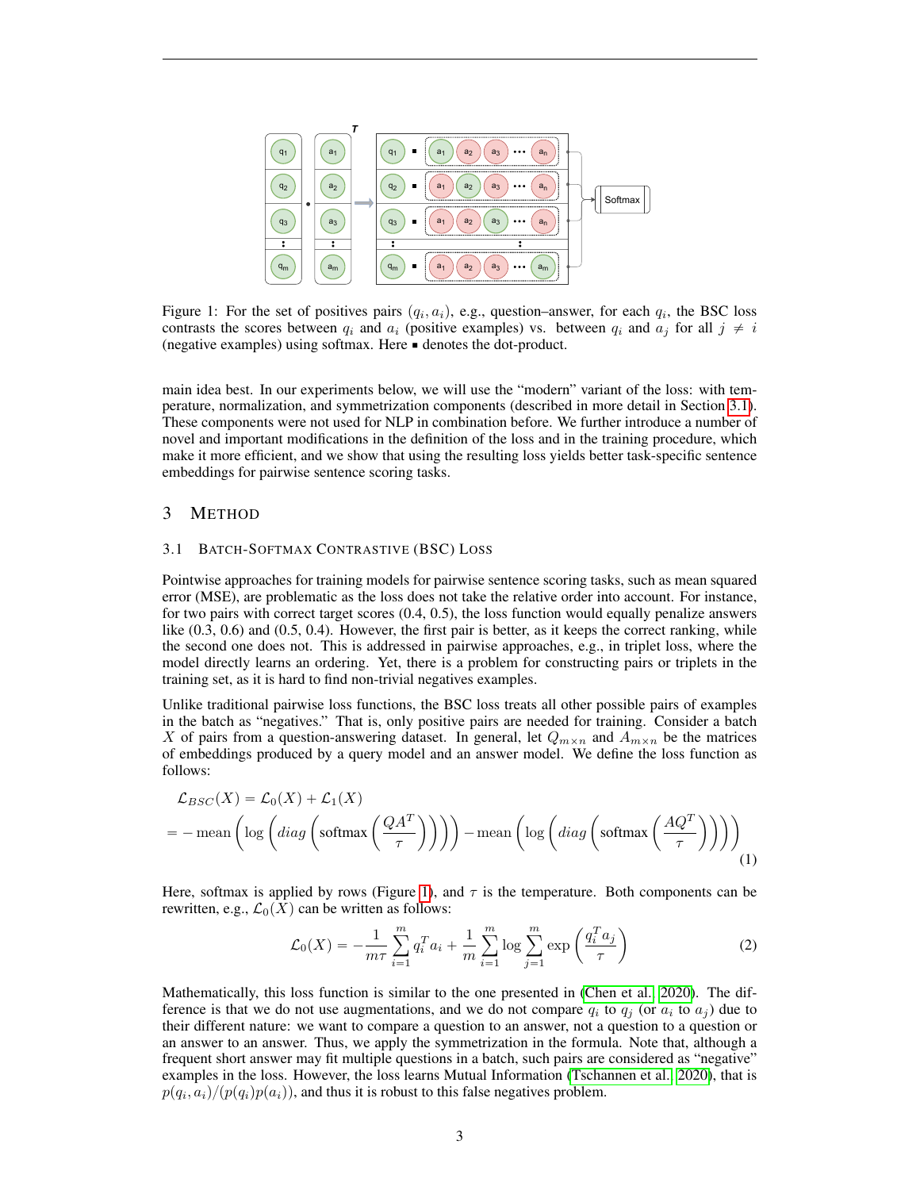Figure 1: For the set of positives pairs $(q_i, a_i)$, e.g., question–answer, for each $q_i$, the BSC loss contrasts the scores between $q_i$ and $a_i$ (positive examples) vs. between $q_i$ and $a_j$ for all $j \neq i$ (negative examples) using softmax. Here ▪ denotes the dot-product.

main idea best. In our experiments below, we will use the "modern" variant of the loss: with temperature, normalization, and symmetrization components (described in more detail in Section 3.1). These components were not used for NLP in combination before. We further introduce a number of novel and important modifications in the definition of the loss and in the training procedure, which make it more efficient, and we show that using the resulting loss yields better task-specific sentence embeddings for pairwise sentence scoring tasks.

## 3 Method

### 3.1 Batch-Softmax Contrastive (BSC) Loss

Pointwise approaches for training models for pairwise sentence scoring tasks, such as mean squared error (MSE), are problematic as the loss does not take the relative order into account. For instance, for two pairs with correct target scores (0.4, 0.5), the loss function would equally penalize answers like (0.3, 0.6) and (0.5, 0.4). However, the first pair is better, as it keeps the correct ranking, while the second one does not. This is addressed in pairwise approaches, e.g., in triplet loss, where the model directly learns an ordering. Yet, there is a problem for constructing pairs or triplets in the training set, as it is hard to find non-trivial negatives examples.

Unlike traditional pairwise loss functions, the BSC loss treats all other possible pairs of examples in the batch as "negatives." That is, only positive pairs are needed for training. Consider a batch $X$ of pairs from a question-answering dataset. In general, let $Q_{m \times n}$ and $A_{m \times n}$ be the matrices of embeddings produced by a query model and an answer model. We define the loss function as follows:

$$
\begin{aligned}
&\mathcal{L}_{BSC}(X) = \mathcal{L}_0(X) + \mathcal{L}_1(X) \\
&= -\operatorname{mean}\left(\log\left(diag\left(\operatorname{softmax}\left(\frac{QA^T}{\tau}\right)\right)\right)\right) - \operatorname{mean}\left(\log\left(diag\left(\operatorname{softmax}\left(\frac{AQ^T}{\tau}\right)\right)\right)\right)
\end{aligned}
\tag{1}
$$

Here, softmax is applied by rows (Figure 1), and $\tau$ is the temperature. Both components can be rewritten, e.g., $\mathcal{L}_0(X)$ can be written as follows:

$$
\mathcal{L}_0(X) = -\frac{1}{m\tau}\sum_{i=1}^{m} q_i^T a_i + \frac{1}{m}\sum_{i=1}^{m} \log \sum_{j=1}^{m} \exp\left(\frac{q_i^T a_j}{\tau}\right) \tag{2}
$$

Mathematically, this loss function is similar to the one presented in (Chen et al., 2020). The difference is that we do not use augmentations, and we do not compare $q_i$ to $q_j$ (or $a_i$ to $a_j$) due to their different nature: we want to compare a question to an answer, not a question to a question or an answer to an answer. Thus, we apply the symmetrization in the formula. Note that, although a frequent short answer may fit multiple questions in a batch, such pairs are considered as "negative" examples in the loss. However, the loss learns Mutual Information (Tschannen et al., 2020), that is $p(q_i, a_i)/(p(q_i)p(a_i))$, and thus it is robust to this false negatives problem.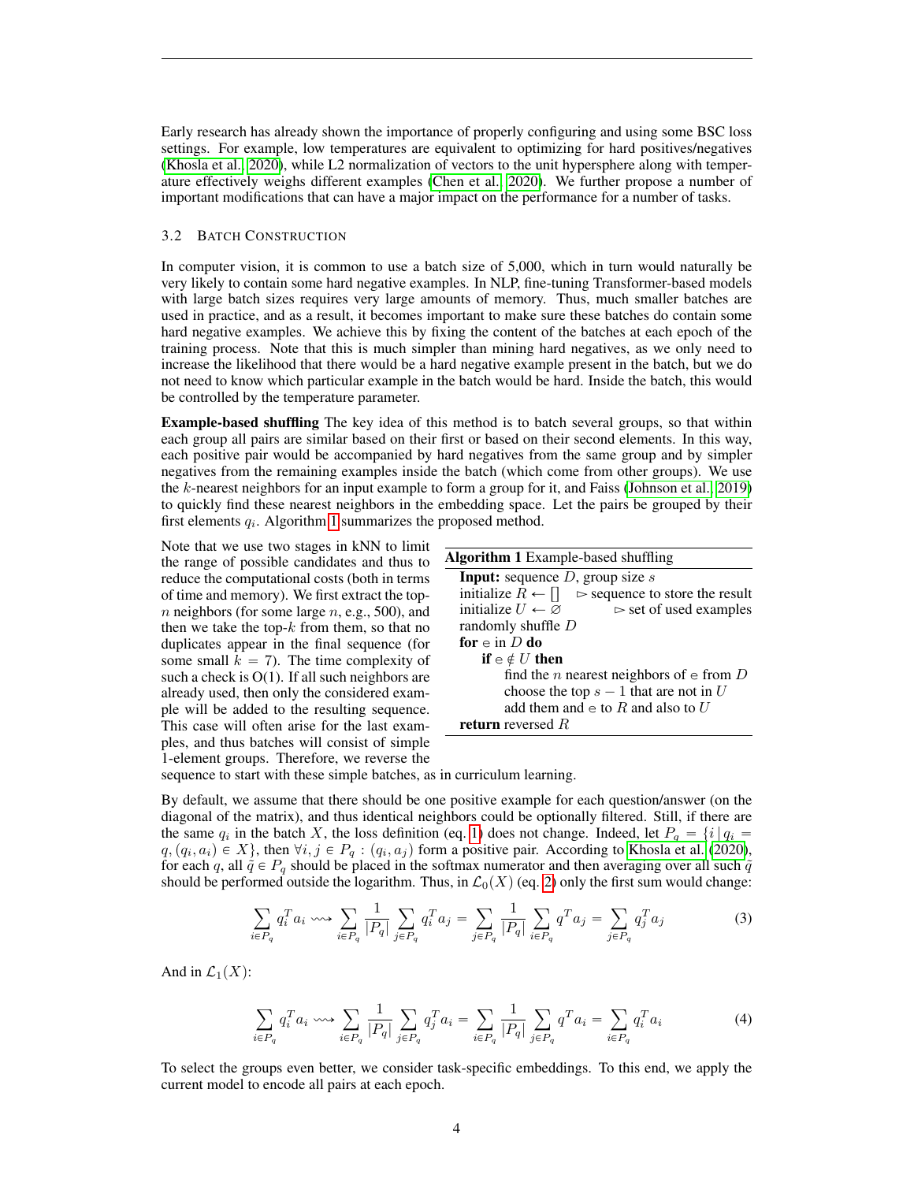Early research has already shown the importance of properly configuring and using some BSC loss settings. For example, low temperatures are equivalent to optimizing for hard positives/negatives (Khosla et al., 2020), while L2 normalization of vectors to the unit hypersphere along with temperature effectively weighs different examples (Chen et al., 2020). We further propose a number of important modifications that can have a major impact on the performance for a number of tasks.

### 3.2 Batch Construction

In computer vision, it is common to use a batch size of 5,000, which in turn would naturally be very likely to contain some hard negative examples. In NLP, fine-tuning Transformer-based models with large batch sizes requires very large amounts of memory. Thus, much smaller batches are used in practice, and as a result, it becomes important to make sure these batches do contain some hard negative examples. We achieve this by fixing the content of the batches at each epoch of the training process. Note that this is much simpler than mining hard negatives, as we only need to increase the likelihood that there would be a hard negative example present in the batch, but we do not need to know which particular example in the batch would be hard. Inside the batch, this would be controlled by the temperature parameter.

**Example-based shuffling** The key idea of this method is to batch several groups, so that within each group all pairs are similar based on their first or based on their second elements. In this way, each positive pair would be accompanied by hard negatives from the same group and by simpler negatives from the remaining examples inside the batch (which come from other groups). We use the $k$-nearest neighbors for an input example to form a group for it, and Faiss (Johnson et al., 2019) to quickly find these nearest neighbors in the embedding space. Let the pairs be grouped by their first elements $q_i$. Algorithm 1 summarizes the proposed method.

**Algorithm 1** Example-based shuffling

```
Input: sequence D, group size s
initialize R ← []        ▷ sequence to store the result
initialize U ← ∅         ▷ set of used examples
randomly shuffle D
for e in D do
    if e ∉ U then
        find the n nearest neighbors of e from D
        choose the top s − 1 that are not in U
        add them and e to R and also to U
return reversed R
```

Note that we use two stages in kNN to limit the range of possible candidates and thus to reduce the computational costs (both in terms of time and memory). We first extract the top-$n$ neighbors (for some large $n$, e.g., 500), and then we take the top-$k$ from them, so that no duplicates appear in the final sequence (for some small $k = 7$). The time complexity of such a check is O(1). If all such neighbors are already used, then only the considered example will be added to the resulting sequence. This case will often arise for the last examples, and thus batches will consist of simple 1-element groups. Therefore, we reverse the sequence to start with these simple batches, as in curriculum learning.

By default, we assume that there should be one positive example for each question/answer (on the diagonal of the matrix), and thus identical neighbors could be optionally filtered. Still, if there are the same $q_i$ in the batch $X$, the loss definition (eq. 1) does not change. Indeed, let $P_q = \{i \mid q_i = q, (q_i, a_i) \in X\}$, then $\forall i, j \in P_q : (q_i, a_j)$ form a positive pair. According to Khosla et al. (2020), for each $q$, all $\tilde{q} \in P_q$ should be placed in the softmax numerator and then averaging over all such $\tilde{q}$ should be performed outside the logarithm. Thus, in $\mathcal{L}_0(X)$ (eq. 2) only the first sum would change:

$$\sum_{i \in P_q} q_i^T a_i \rightsquigarrow \sum_{i \in P_q} \frac{1}{|P_q|} \sum_{j \in P_q} q_i^T a_j = \sum_{j \in P_q} \frac{1}{|P_q|} \sum_{i \in P_q} q^T a_j = \sum_{j \in P_q} q_j^T a_j \tag{3}$$

And in $\mathcal{L}_1(X)$:

$$\sum_{i \in P_q} q_i^T a_i \rightsquigarrow \sum_{i \in P_q} \frac{1}{|P_q|} \sum_{j \in P_q} q_j^T a_i = \sum_{i \in P_q} \frac{1}{|P_q|} \sum_{j \in P_q} q^T a_i = \sum_{i \in P_q} q_i^T a_i \tag{4}$$

To select the groups even better, we consider task-specific embeddings. To this end, we apply the current model to encode all pairs at each epoch.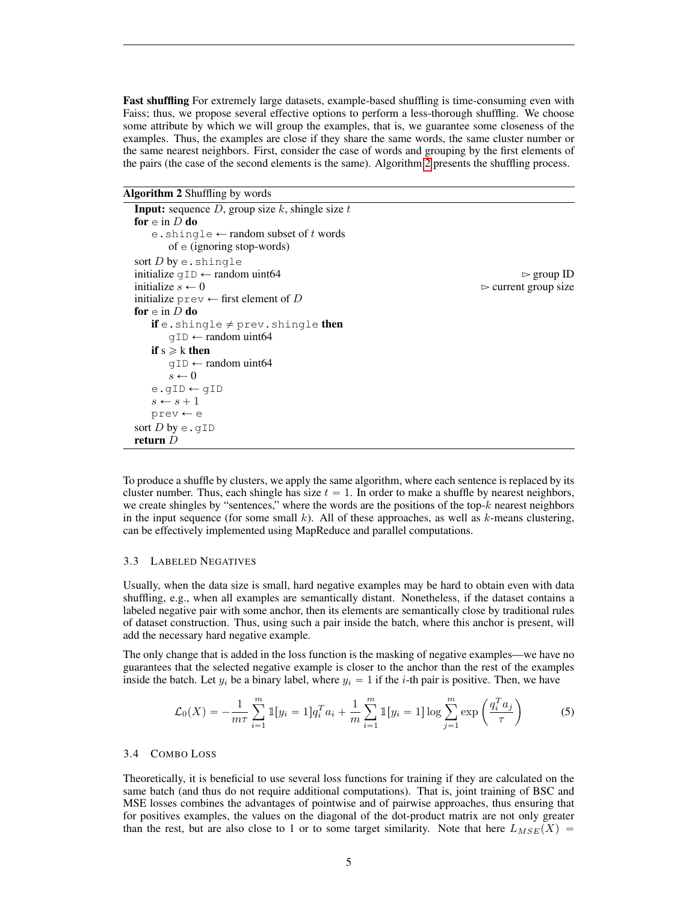**Fast shuffling** For extremely large datasets, example-based shuffling is time-consuming even with Faiss; thus, we propose several effective options to perform a less-thorough shuffling. We choose some attribute by which we will group the examples, that is, we guarantee some closeness of the examples. Thus, the examples are close if they share the same words, the same cluster number or the same nearest neighbors. First, consider the case of words and grouping by the first elements of the pairs (the case of the second elements is the same). Algorithm 2 presents the shuffling process.

**Algorithm 2** Shuffling by words

```
Input: sequence D, group size k, shingle size t
for e in D do
    e.shingle ← random subset of t words
        of e (ignoring stop-words)
sort D by e.shingle
initialize gID ← random uint64                      ▷ group ID
initialize s ← 0                                    ▷ current group size
initialize prev ← first element of D
for e in D do
    if e.shingle ≠ prev.shingle then
        gID ← random uint64
    if s ⩾ k then
        gID ← random uint64
        s ← 0
    e.gID ← gID
    s ← s + 1
    prev ← e
sort D by e.gID
return D
```

To produce a shuffle by clusters, we apply the same algorithm, where each sentence is replaced by its cluster number. Thus, each shingle has size $t = 1$. In order to make a shuffle by nearest neighbors, we create shingles by "sentences," where the words are the positions of the top-$k$ nearest neighbors in the input sequence (for some small $k$). All of these approaches, as well as $k$-means clustering, can be effectively implemented using MapReduce and parallel computations.

### 3.3 Labeled Negatives

Usually, when the data size is small, hard negative examples may be hard to obtain even with data shuffling, e.g., when all examples are semantically distant. Nonetheless, if the dataset contains a labeled negative pair with some anchor, then its elements are semantically close by traditional rules of dataset construction. Thus, using such a pair inside the batch, where this anchor is present, will add the necessary hard negative example.

The only change that is added in the loss function is the masking of negative examples—we have no guarantees that the selected negative example is closer to the anchor than the rest of the examples inside the batch. Let $y_i$ be a binary label, where $y_i = 1$ if the $i$-th pair is positive. Then, we have

$$\mathcal{L}_0(X) = -\frac{1}{m\tau}\sum_{i=1}^{m} \mathbb{1}[y_i = 1] q_i^T a_i + \frac{1}{m}\sum_{i=1}^{m} \mathbb{1}[y_i = 1] \log \sum_{j=1}^{m} \exp\left(\frac{q_i^T a_j}{\tau}\right) \tag{5}$$

### 3.4 Combo Loss

Theoretically, it is beneficial to use several loss functions for training if they are calculated on the same batch (and thus do not require additional computations). That is, joint training of BSC and MSE losses combines the advantages of pointwise and of pairwise approaches, thus ensuring that for positives examples, the values on the diagonal of the dot-product matrix are not only greater than the rest, but are also close to 1 or to some target similarity. Note that here $L_{MSE}(X) =$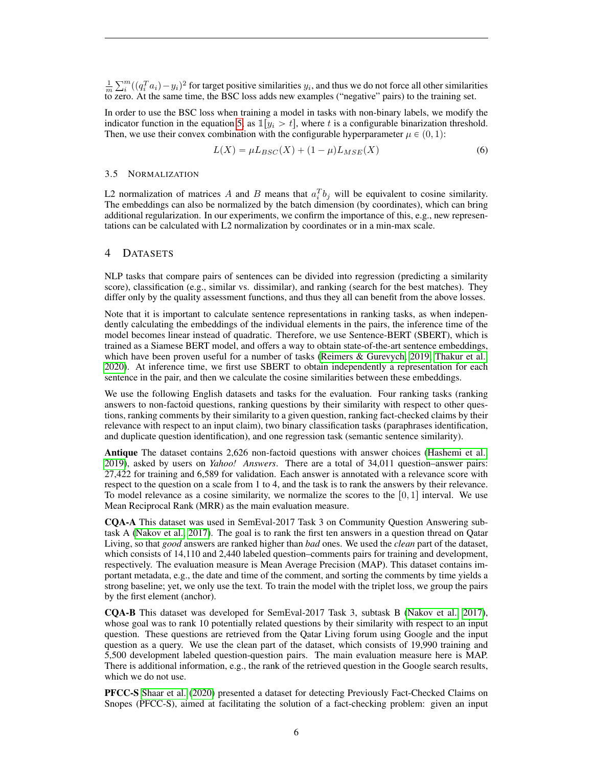$\frac{1}{m}\sum_i^m((q_i^T a_i)-y_i)^2$ for target positive similarities $y_i$, and thus we do not force all other similarities to zero. At the same time, the BSC loss adds new examples ("negative" pairs) to the training set.

In order to use the BSC loss when training a model in tasks with non-binary labels, we modify the indicator function in the equation 5, as $\mathbb{1}[y_i > t]$, where $t$ is a configurable binarization threshold. Then, we use their convex combination with the configurable hyperparameter $\mu \in (0, 1)$:

$$L(X) = \mu L_{BSC}(X) + (1-\mu)L_{MSE}(X) \tag{6}$$

### 3.5 Normalization

L2 normalization of matrices $A$ and $B$ means that $a_i^T b_j$ will be equivalent to cosine similarity. The embeddings can also be normalized by the batch dimension (by coordinates), which can bring additional regularization. In our experiments, we confirm the importance of this, e.g., new representations can be calculated with L2 normalization by coordinates or in a min-max scale.

## 4 Datasets

NLP tasks that compare pairs of sentences can be divided into regression (predicting a similarity score), classification (e.g., similar vs. dissimilar), and ranking (search for the best matches). They differ only by the quality assessment functions, and thus they all can benefit from the above losses.

Note that it is important to calculate sentence representations in ranking tasks, as when independently calculating the embeddings of the individual elements in the pairs, the inference time of the model becomes linear instead of quadratic. Therefore, we use Sentence-BERT (SBERT), which is trained as a Siamese BERT model, and offers a way to obtain state-of-the-art sentence embeddings, which have been proven useful for a number of tasks (Reimers & Gurevych, 2019; Thakur et al., 2020). At inference time, we first use SBERT to obtain independently a representation for each sentence in the pair, and then we calculate the cosine similarities between these embeddings.

We use the following English datasets and tasks for the evaluation. Four ranking tasks (ranking answers to non-factoid questions, ranking questions by their similarity with respect to other questions, ranking comments by their similarity to a given question, ranking fact-checked claims by their relevance with respect to an input claim), two binary classification tasks (paraphrases identification, and duplicate question identification), and one regression task (semantic sentence similarity).

**Antique** The dataset contains 2,626 non-factoid questions with answer choices (Hashemi et al., 2019), asked by users on *Yahoo! Answers*. There are a total of 34,011 question–answer pairs: 27,422 for training and 6,589 for validation. Each answer is annotated with a relevance score with respect to the question on a scale from 1 to 4, and the task is to rank the answers by their relevance. To model relevance as a cosine similarity, we normalize the scores to the $[0, 1]$ interval. We use Mean Reciprocal Rank (MRR) as the main evaluation measure.

**CQA-A** This dataset was used in SemEval-2017 Task 3 on Community Question Answering subtask A (Nakov et al., 2017). The goal is to rank the first ten answers in a question thread on Qatar Living, so that *good* answers are ranked higher than *bad* ones. We used the *clean* part of the dataset, which consists of 14,110 and 2,440 labeled question–comments pairs for training and development, respectively. The evaluation measure is Mean Average Precision (MAP). This dataset contains important metadata, e.g., the date and time of the comment, and sorting the comments by time yields a strong baseline; yet, we only use the text. To train the model with the triplet loss, we group the pairs by the first element (anchor).

**CQA-B** This dataset was developed for SemEval-2017 Task 3, subtask B (Nakov et al., 2017), whose goal was to rank 10 potentially related questions by their similarity with respect to an input question. These questions are retrieved from the Qatar Living forum using Google and the input question as a query. We use the clean part of the dataset, which consists of 19,990 training and 5,500 development labeled question-question pairs. The main evaluation measure here is MAP. There is additional information, e.g., the rank of the retrieved question in the Google search results, which we do not use.

**PFCC-S** Shaar et al. (2020) presented a dataset for detecting Previously Fact-Checked Claims on Snopes (PFCC-S), aimed at facilitating the solution of a fact-checking problem: given an input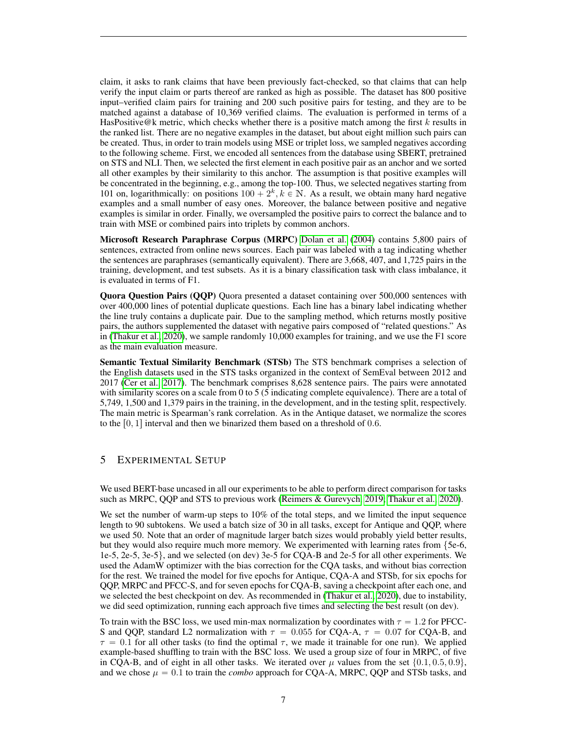claim, it asks to rank claims that have been previously fact-checked, so that claims that can help verify the input claim or parts thereof are ranked as high as possible. The dataset has 800 positive input–verified claim pairs for training and 200 such positive pairs for testing, and they are to be matched against a database of 10,369 verified claims. The evaluation is performed in terms of a HasPositive@k metric, which checks whether there is a positive match among the first $k$ results in the ranked list. There are no negative examples in the dataset, but about eight million such pairs can be created. Thus, in order to train models using MSE or triplet loss, we sampled negatives according to the following scheme. First, we encoded all sentences from the database using SBERT, pretrained on STS and NLI. Then, we selected the first element in each positive pair as an anchor and we sorted all other examples by their similarity to this anchor. The assumption is that positive examples will be concentrated in the beginning, e.g., among the top-100. Thus, we selected negatives starting from 101 on, logarithmically: on positions $100 + 2^k, k \in \mathbb{N}$. As a result, we obtain many hard negative examples and a small number of easy ones. Moreover, the balance between positive and negative examples is similar in order. Finally, we oversampled the positive pairs to correct the balance and to train with MSE or combined pairs into triplets by common anchors.

**Microsoft Research Paraphrase Corpus (MRPC)** Dolan et al. (2004) contains 5,800 pairs of sentences, extracted from online news sources. Each pair was labeled with a tag indicating whether the sentences are paraphrases (semantically equivalent). There are 3,668, 407, and 1,725 pairs in the training, development, and test subsets. As it is a binary classification task with class imbalance, it is evaluated in terms of F1.

**Quora Question Pairs (QQP)** Quora presented a dataset containing over 500,000 sentences with over 400,000 lines of potential duplicate questions. Each line has a binary label indicating whether the line truly contains a duplicate pair. Due to the sampling method, which returns mostly positive pairs, the authors supplemented the dataset with negative pairs composed of "related questions." As in (Thakur et al., 2020), we sample randomly 10,000 examples for training, and we use the F1 score as the main evaluation measure.

**Semantic Textual Similarity Benchmark (STSb)** The STS benchmark comprises a selection of the English datasets used in the STS tasks organized in the context of SemEval between 2012 and 2017 (Cer et al., 2017). The benchmark comprises 8,628 sentence pairs. The pairs were annotated with similarity scores on a scale from 0 to 5 (5 indicating complete equivalence). There are a total of 5,749, 1,500 and 1,379 pairs in the training, in the development, and in the testing split, respectively. The main metric is Spearman's rank correlation. As in the Antique dataset, we normalize the scores to the $[0, 1]$ interval and then we binarized them based on a threshold of $0.6$.

## 5 Experimental Setup

We used BERT-base uncased in all our experiments to be able to perform direct comparison for tasks such as MRPC, QQP and STS to previous work (Reimers & Gurevych, 2019; Thakur et al., 2020).

We set the number of warm-up steps to 10% of the total steps, and we limited the input sequence length to 90 subtokens. We used a batch size of 30 in all tasks, except for Antique and QQP, where we used 50. Note that an order of magnitude larger batch sizes would probably yield better results, but they would also require much more memory. We experimented with learning rates from {5e-6, 1e-5, 2e-5, 3e-5}, and we selected (on dev) 3e-5 for CQA-B and 2e-5 for all other experiments. We used the AdamW optimizer with the bias correction for the CQA tasks, and without bias correction for the rest. We trained the model for five epochs for Antique, CQA-A and STSb, for six epochs for QQP, MRPC and PFCC-S, and for seven epochs for CQA-B, saving a checkpoint after each one, and we selected the best checkpoint on dev. As recommended in (Thakur et al., 2020), due to instability, we did seed optimization, running each approach five times and selecting the best result (on dev).

To train with the BSC loss, we used min-max normalization by coordinates with $\tau = 1.2$ for PFCC-S and QQP, standard L2 normalization with $\tau = 0.055$ for CQA-A, $\tau = 0.07$ for CQA-B, and $\tau = 0.1$ for all other tasks (to find the optimal $\tau$, we made it trainable for one run). We applied example-based shuffling to train with the BSC loss. We used a group size of four in MRPC, of five in CQA-B, and of eight in all other tasks. We iterated over $\mu$ values from the set $\{0.1, 0.5, 0.9\}$, and we chose $\mu = 0.1$ to train the *combo* approach for CQA-A, MRPC, QQP and STSb tasks, and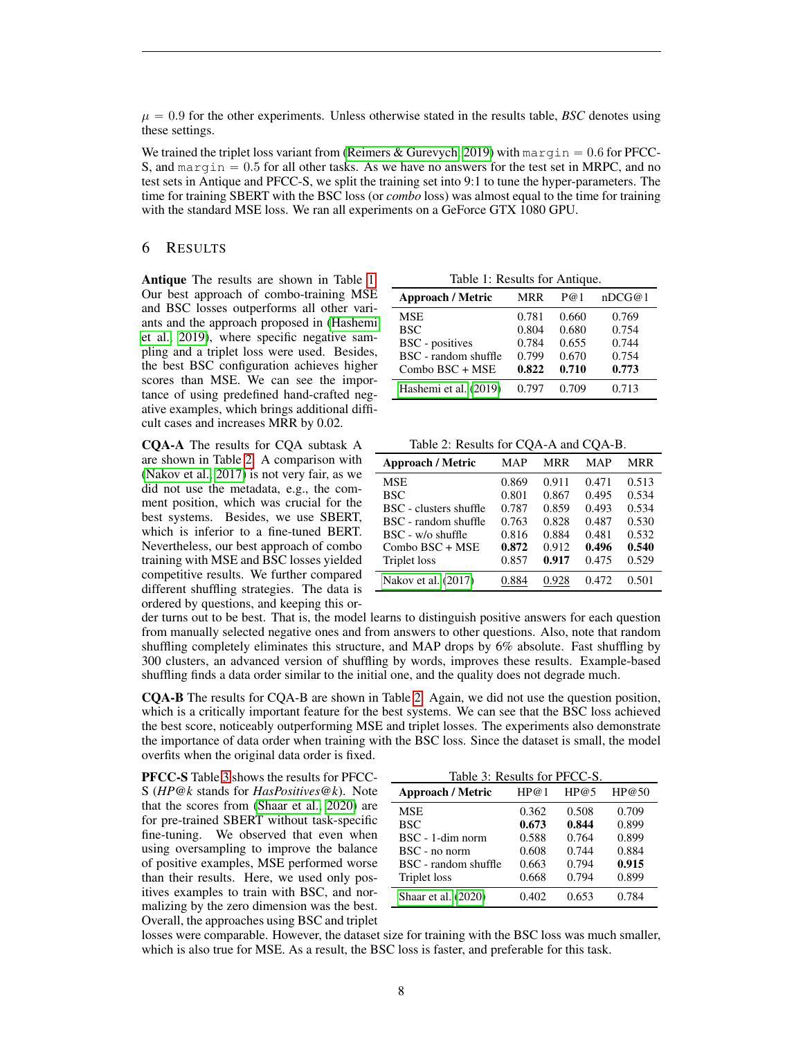$\mu = 0.9$ for the other experiments. Unless otherwise stated in the results table, *BSC* denotes using these settings.

We trained the triplet loss variant from (Reimers & Gurevych, 2019) with $\texttt{margin} = 0.6$ for PFCC-S, and $\texttt{margin} = 0.5$ for all other tasks. As we have no answers for the test set in MRPC, and no test sets in Antique and PFCC-S, we split the training set into 9:1 to tune the hyper-parameters. The time for training SBERT with the BSC loss (or *combo* loss) was almost equal to the time for training with the standard MSE loss. We ran all experiments on a GeForce GTX 1080 GPU.

# 6 Results

**Antique** The results are shown in Table 1. Our best approach of combo-training MSE and BSC losses outperforms all other variants and the approach proposed in (Hashemi et al., 2019), where specific negative sampling and a triplet loss were used. Besides, the best BSC configuration achieves higher scores than MSE. We can see the importance of using predefined hand-crafted negative examples, which brings additional difficult cases and increases MRR by 0.02.

Table 1: Results for Antique.

| Approach / Metric | MRR | P@1 | nDCG@1 |
|---|---|---|---|
| MSE | 0.781 | 0.660 | 0.769 |
| BSC | 0.804 | 0.680 | 0.754 |
| BSC - positives | 0.784 | 0.655 | 0.744 |
| BSC - random shuffle | 0.799 | 0.670 | 0.754 |
| Combo BSC + MSE | **0.822** | **0.710** | **0.773** |
| Hashemi et al. (2019) | 0.797 | 0.709 | 0.713 |

**CQA-A** The results for CQA subtask A are shown in Table 2. A comparison with (Nakov et al., 2017) is not very fair, as we did not use the metadata, e.g., the comment position, which was crucial for the best systems. Besides, we use SBERT, which is inferior to a fine-tuned BERT. Nevertheless, our best approach of combo training with MSE and BSC losses yielded competitive results. We further compared different shuffling strategies. The data is ordered by questions, and keeping this order turns out to be best. That is, the model learns to distinguish positive answers for each question from manually selected negative ones and from answers to other questions. Also, note that random shuffling completely eliminates this structure, and MAP drops by 6% absolute. Fast shuffling by 300 clusters, an advanced version of shuffling by words, improves these results. Example-based shuffling finds a data order similar to the initial one, and the quality does not degrade much.

Table 2: Results for CQA-A and CQA-B.

| Approach / Metric | MAP | MRR | MAP | MRR |
|---|---|---|---|---|
| MSE | 0.869 | 0.911 | 0.471 | 0.513 |
| BSC | 0.801 | 0.867 | 0.495 | 0.534 |
| BSC - clusters shuffle | 0.787 | 0.859 | 0.493 | 0.534 |
| BSC - random shuffle | 0.763 | 0.828 | 0.487 | 0.530 |
| BSC - w/o shuffle | 0.816 | 0.884 | 0.481 | 0.532 |
| Combo BSC + MSE | **0.872** | 0.912 | **0.496** | **0.540** |
| Triplet loss | 0.857 | **0.917** | 0.475 | 0.529 |
| Nakov et al. (2017) | <u>0.884</u> | <u>0.928</u> | 0.472 | 0.501 |

**CQA-B** The results for CQA-B are shown in Table 2. Again, we did not use the question position, which is a critically important feature for the best systems. We can see that the BSC loss achieved the best score, noticeably outperforming MSE and triplet losses. The experiments also demonstrate the importance of data order when training with the BSC loss. Since the dataset is small, the model overfits when the original data order is fixed.

**PFCC-S** Table 3 shows the results for PFCC-S (*HP@k* stands for *HasPositives@k*). Note that the scores from (Shaar et al., 2020) are for pre-trained SBERT without task-specific fine-tuning. We observed that even when using oversampling to improve the balance of positive examples, MSE performed worse than their results. Here, we used only positives examples to train with BSC, and normalizing by the zero dimension was the best. Overall, the approaches using BSC and triplet losses were comparable. However, the dataset size for training with the BSC loss was much smaller, which is also true for MSE. As a result, the BSC loss is faster, and preferable for this task.

Table 3: Results for PFCC-S.

| Approach / Metric | HP@1 | HP@5 | HP@50 |
|---|---|---|---|
| MSE | 0.362 | 0.508 | 0.709 |
| BSC | **0.673** | **0.844** | 0.899 |
| BSC - 1-dim norm | 0.588 | 0.764 | 0.899 |
| BSC - no norm | 0.608 | 0.744 | 0.884 |
| BSC - random shuffle | 0.663 | 0.794 | **0.915** |
| Triplet loss | 0.668 | 0.794 | 0.899 |
| Shaar et al. (2020) | 0.402 | 0.653 | 0.784 |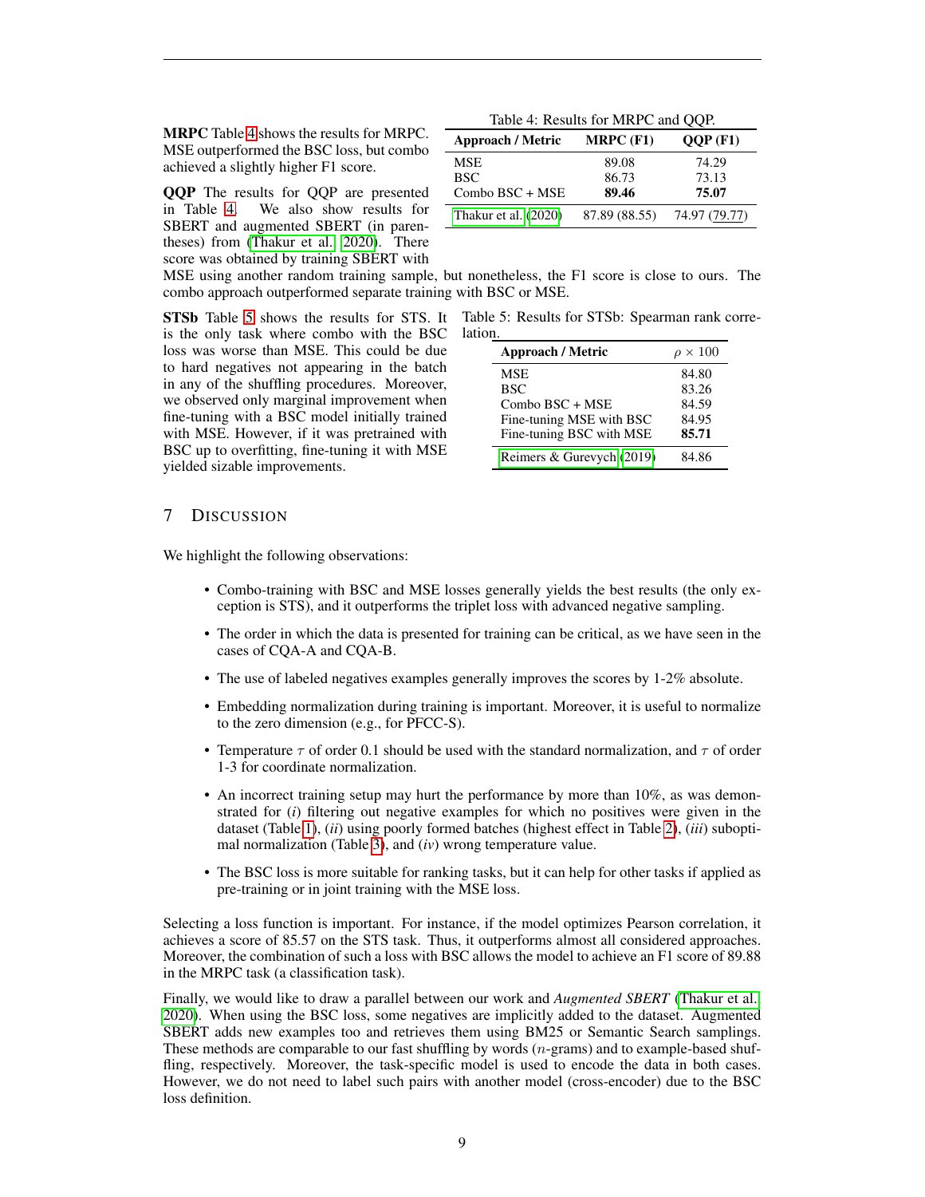**MRPC** Table 4 shows the results for MRPC. MSE outperformed the BSC loss, but combo achieved a slightly higher F1 score.

Table 4: Results for MRPC and QQP.

| Approach / Metric | MRPC (F1) | QQP (F1) |
|---|---|---|
| MSE | 89.08 | 74.29 |
| BSC | 86.73 | 73.13 |
| Combo BSC + MSE | **89.46** | **75.07** |
| Thakur et al. (2020) | 87.89 (88.55) | 74.97 (79.77) |

**QQP** The results for QQP are presented in Table 4. We also show results for SBERT and augmented SBERT (in parentheses) from (Thakur et al., 2020). There score was obtained by training SBERT with MSE using another random training sample, but nonetheless, the F1 score is close to ours. The combo approach outperformed separate training with BSC or MSE.

**STSb** Table 5 shows the results for STS. It is the only task where combo with the BSC loss was worse than MSE. This could be due to hard negatives not appearing in the batch in any of the shuffling procedures. Moreover, we observed only marginal improvement when fine-tuning with a BSC model initially trained with MSE. However, if it was pretrained with BSC up to overfitting, fine-tuning it with MSE yielded sizable improvements.

Table 5: Results for STSb: Spearman rank correlation.

| Approach / Metric | $\rho \times 100$ |
|---|---|
| MSE | 84.80 |
| BSC | 83.26 |
| Combo BSC + MSE | 84.59 |
| Fine-tuning MSE with BSC | 84.95 |
| Fine-tuning BSC with MSE | **85.71** |
| Reimers & Gurevych (2019) | 84.86 |

## 7 Discussion

We highlight the following observations:

- Combo-training with BSC and MSE losses generally yields the best results (the only exception is STS), and it outperforms the triplet loss with advanced negative sampling.
- The order in which the data is presented for training can be critical, as we have seen in the cases of CQA-A and CQA-B.
- The use of labeled negatives examples generally improves the scores by 1-2% absolute.
- Embedding normalization during training is important. Moreover, it is useful to normalize to the zero dimension (e.g., for PFCC-S).
- Temperature $\tau$ of order 0.1 should be used with the standard normalization, and $\tau$ of order 1-3 for coordinate normalization.
- An incorrect training setup may hurt the performance by more than 10%, as was demonstrated for (*i*) filtering out negative examples for which no positives were given in the dataset (Table 1), (*ii*) using poorly formed batches (highest effect in Table 2), (*iii*) suboptimal normalization (Table 3), and (*iv*) wrong temperature value.
- The BSC loss is more suitable for ranking tasks, but it can help for other tasks if applied as pre-training or in joint training with the MSE loss.

Selecting a loss function is important. For instance, if the model optimizes Pearson correlation, it achieves a score of 85.57 on the STS task. Thus, it outperforms almost all considered approaches. Moreover, the combination of such a loss with BSC allows the model to achieve an F1 score of 89.88 in the MRPC task (a classification task).

Finally, we would like to draw a parallel between our work and *Augmented SBERT* (Thakur et al., 2020). When using the BSC loss, some negatives are implicitly added to the dataset. Augmented SBERT adds new examples too and retrieves them using BM25 or Semantic Search samplings. These methods are comparable to our fast shuffling by words ($n$-grams) and to example-based shuffling, respectively. Moreover, the task-specific model is used to encode the data in both cases. However, we do not need to label such pairs with another model (cross-encoder) due to the BSC loss definition.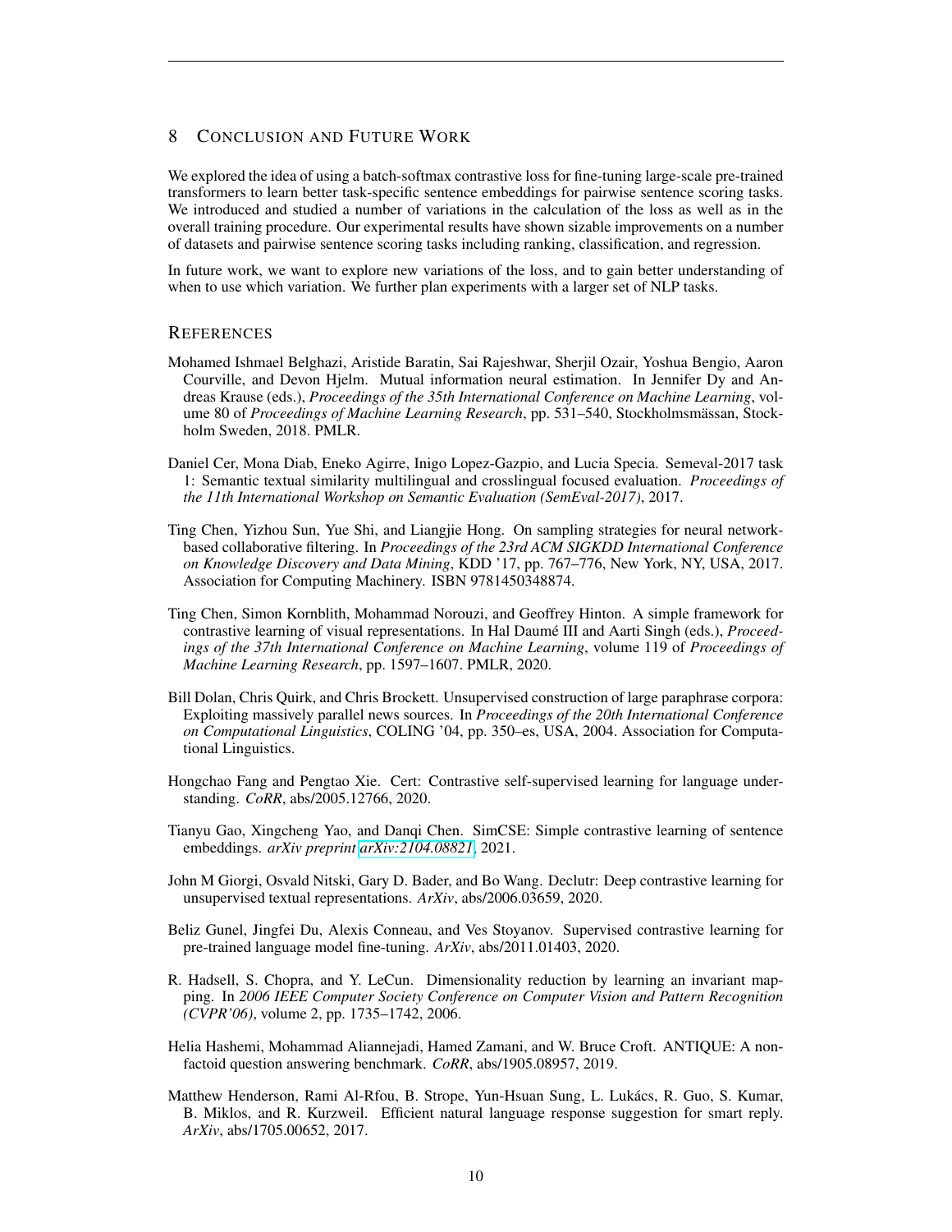## 8 Conclusion and Future Work

We explored the idea of using a batch-softmax contrastive loss for fine-tuning large-scale pre-trained transformers to learn better task-specific sentence embeddings for pairwise sentence scoring tasks. We introduced and studied a number of variations in the calculation of the loss as well as in the overall training procedure. Our experimental results have shown sizable improvements on a number of datasets and pairwise sentence scoring tasks including ranking, classification, and regression.

In future work, we want to explore new variations of the loss, and to gain better understanding of when to use which variation. We further plan experiments with a larger set of NLP tasks.

## References

Mohamed Ishmael Belghazi, Aristide Baratin, Sai Rajeshwar, Sherjil Ozair, Yoshua Bengio, Aaron Courville, and Devon Hjelm. Mutual information neural estimation. In Jennifer Dy and Andreas Krause (eds.), *Proceedings of the 35th International Conference on Machine Learning*, volume 80 of *Proceedings of Machine Learning Research*, pp. 531–540, Stockholmsmässan, Stockholm Sweden, 2018. PMLR.

Daniel Cer, Mona Diab, Eneko Agirre, Inigo Lopez-Gazpio, and Lucia Specia. Semeval-2017 task 1: Semantic textual similarity multilingual and crosslingual focused evaluation. *Proceedings of the 11th International Workshop on Semantic Evaluation (SemEval-2017)*, 2017.

Ting Chen, Yizhou Sun, Yue Shi, and Liangjie Hong. On sampling strategies for neural network-based collaborative filtering. In *Proceedings of the 23rd ACM SIGKDD International Conference on Knowledge Discovery and Data Mining*, KDD '17, pp. 767–776, New York, NY, USA, 2017. Association for Computing Machinery. ISBN 9781450348874.

Ting Chen, Simon Kornblith, Mohammad Norouzi, and Geoffrey Hinton. A simple framework for contrastive learning of visual representations. In Hal Daumé III and Aarti Singh (eds.), *Proceedings of the 37th International Conference on Machine Learning*, volume 119 of *Proceedings of Machine Learning Research*, pp. 1597–1607. PMLR, 2020.

Bill Dolan, Chris Quirk, and Chris Brockett. Unsupervised construction of large paraphrase corpora: Exploiting massively parallel news sources. In *Proceedings of the 20th International Conference on Computational Linguistics*, COLING '04, pp. 350–es, USA, 2004. Association for Computational Linguistics.

Hongchao Fang and Pengtao Xie. Cert: Contrastive self-supervised learning for language understanding. *CoRR*, abs/2005.12766, 2020.

Tianyu Gao, Xingcheng Yao, and Danqi Chen. SimCSE: Simple contrastive learning of sentence embeddings. *arXiv preprint arXiv:2104.08821*, 2021.

John M Giorgi, Osvald Nitski, Gary D. Bader, and Bo Wang. Declutr: Deep contrastive learning for unsupervised textual representations. *ArXiv*, abs/2006.03659, 2020.

Beliz Gunel, Jingfei Du, Alexis Conneau, and Ves Stoyanov. Supervised contrastive learning for pre-trained language model fine-tuning. *ArXiv*, abs/2011.01403, 2020.

R. Hadsell, S. Chopra, and Y. LeCun. Dimensionality reduction by learning an invariant mapping. In *2006 IEEE Computer Society Conference on Computer Vision and Pattern Recognition (CVPR'06)*, volume 2, pp. 1735–1742, 2006.

Helia Hashemi, Mohammad Aliannejadi, Hamed Zamani, and W. Bruce Croft. ANTIQUE: A non-factoid question answering benchmark. *CoRR*, abs/1905.08957, 2019.

Matthew Henderson, Rami Al-Rfou, B. Strope, Yun-Hsuan Sung, L. Lukács, R. Guo, S. Kumar, B. Miklos, and R. Kurzweil. Efficient natural language response suggestion for smart reply. *ArXiv*, abs/1705.00652, 2017.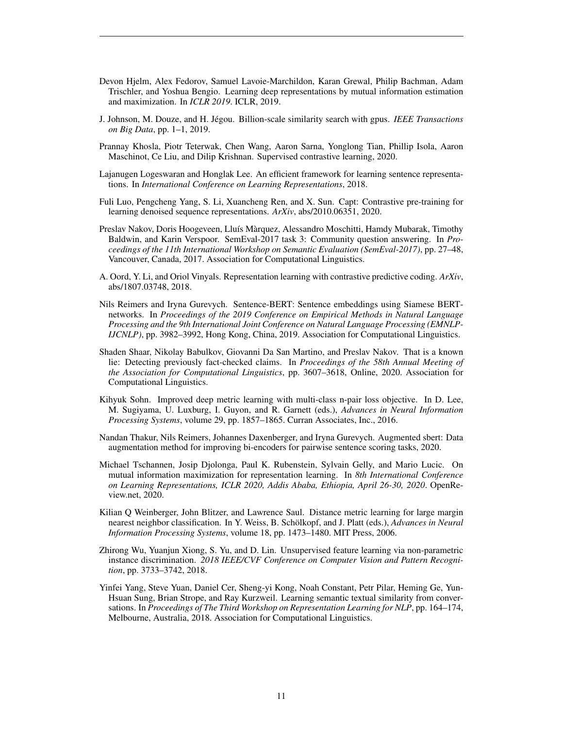Devon Hjelm, Alex Fedorov, Samuel Lavoie-Marchildon, Karan Grewal, Philip Bachman, Adam Trischler, and Yoshua Bengio. Learning deep representations by mutual information estimation and maximization. In *ICLR 2019*. ICLR, 2019.

J. Johnson, M. Douze, and H. Jégou. Billion-scale similarity search with gpus. *IEEE Transactions on Big Data*, pp. 1–1, 2019.

Prannay Khosla, Piotr Teterwak, Chen Wang, Aaron Sarna, Yonglong Tian, Phillip Isola, Aaron Maschinot, Ce Liu, and Dilip Krishnan. Supervised contrastive learning, 2020.

Lajanugen Logeswaran and Honglak Lee. An efficient framework for learning sentence representations. In *International Conference on Learning Representations*, 2018.

Fuli Luo, Pengcheng Yang, S. Li, Xuancheng Ren, and X. Sun. Capt: Contrastive pre-training for learning denoised sequence representations. *ArXiv*, abs/2010.06351, 2020.

Preslav Nakov, Doris Hoogeveen, Lluís Màrquez, Alessandro Moschitti, Hamdy Mubarak, Timothy Baldwin, and Karin Verspoor. SemEval-2017 task 3: Community question answering. In *Proceedings of the 11th International Workshop on Semantic Evaluation (SemEval-2017)*, pp. 27–48, Vancouver, Canada, 2017. Association for Computational Linguistics.

A. Oord, Y. Li, and Oriol Vinyals. Representation learning with contrastive predictive coding. *ArXiv*, abs/1807.03748, 2018.

Nils Reimers and Iryna Gurevych. Sentence-BERT: Sentence embeddings using Siamese BERT-networks. In *Proceedings of the 2019 Conference on Empirical Methods in Natural Language Processing and the 9th International Joint Conference on Natural Language Processing (EMNLP-IJCNLP)*, pp. 3982–3992, Hong Kong, China, 2019. Association for Computational Linguistics.

Shaden Shaar, Nikolay Babulkov, Giovanni Da San Martino, and Preslav Nakov. That is a known lie: Detecting previously fact-checked claims. In *Proceedings of the 58th Annual Meeting of the Association for Computational Linguistics*, pp. 3607–3618, Online, 2020. Association for Computational Linguistics.

Kihyuk Sohn. Improved deep metric learning with multi-class n-pair loss objective. In D. Lee, M. Sugiyama, U. Luxburg, I. Guyon, and R. Garnett (eds.), *Advances in Neural Information Processing Systems*, volume 29, pp. 1857–1865. Curran Associates, Inc., 2016.

Nandan Thakur, Nils Reimers, Johannes Daxenberger, and Iryna Gurevych. Augmented sbert: Data augmentation method for improving bi-encoders for pairwise sentence scoring tasks, 2020.

Michael Tschannen, Josip Djolonga, Paul K. Rubenstein, Sylvain Gelly, and Mario Lucic. On mutual information maximization for representation learning. In *8th International Conference on Learning Representations, ICLR 2020, Addis Ababa, Ethiopia, April 26-30, 2020*. OpenReview.net, 2020.

Kilian Q Weinberger, John Blitzer, and Lawrence Saul. Distance metric learning for large margin nearest neighbor classification. In Y. Weiss, B. Schölkopf, and J. Platt (eds.), *Advances in Neural Information Processing Systems*, volume 18, pp. 1473–1480. MIT Press, 2006.

Zhirong Wu, Yuanjun Xiong, S. Yu, and D. Lin. Unsupervised feature learning via non-parametric instance discrimination. *2018 IEEE/CVF Conference on Computer Vision and Pattern Recognition*, pp. 3733–3742, 2018.

Yinfei Yang, Steve Yuan, Daniel Cer, Sheng-yi Kong, Noah Constant, Petr Pilar, Heming Ge, Yun-Hsuan Sung, Brian Strope, and Ray Kurzweil. Learning semantic textual similarity from conversations. In *Proceedings of The Third Workshop on Representation Learning for NLP*, pp. 164–174, Melbourne, Australia, 2018. Association for Computational Linguistics.